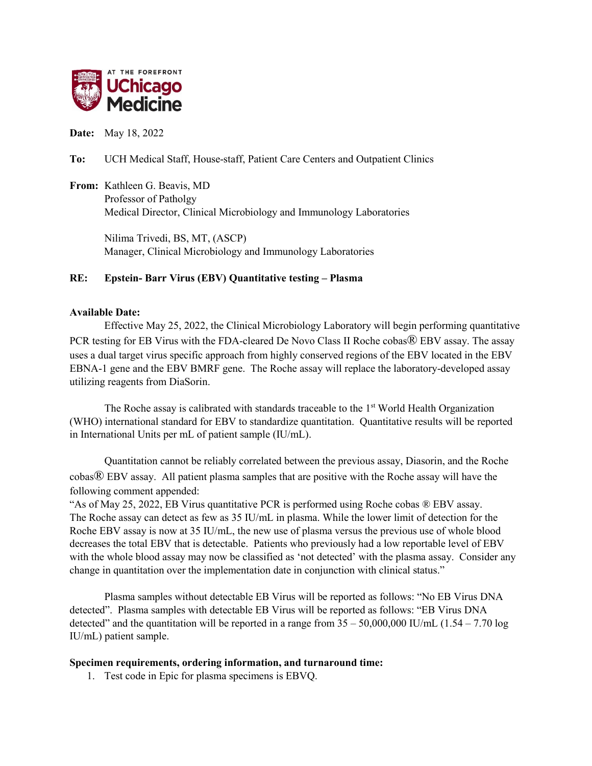AT THE FOREFRONT
UChicago Medicine

**Date:** May 18, 2022

**To:** UCH Medical Staff, House-staff, Patient Care Centers and Outpatient Clinics

**From:** Kathleen G. Beavis, MD
Professor of Patholgy
Medical Director, Clinical Microbiology and Immunology Laboratories

Nilima Trivedi, BS, MT, (ASCP)
Manager, Clinical Microbiology and Immunology Laboratories

**RE: Epstein- Barr Virus (EBV) Quantitative testing – Plasma**

**Available Date:**

Effective May 25, 2022, the Clinical Microbiology Laboratory will begin performing quantitative PCR testing for EB Virus with the FDA-cleared De Novo Class II Roche cobas® EBV assay. The assay uses a dual target virus specific approach from highly conserved regions of the EBV located in the EBV EBNA-1 gene and the EBV BMRF gene. The Roche assay will replace the laboratory-developed assay utilizing reagents from DiaSorin.

The Roche assay is calibrated with standards traceable to the 1st World Health Organization (WHO) international standard for EBV to standardize quantitation. Quantitative results will be reported in International Units per mL of patient sample (IU/mL).

Quantitation cannot be reliably correlated between the previous assay, Diasorin, and the Roche cobas® EBV assay. All patient plasma samples that are positive with the Roche assay will have the following comment appended:
"As of May 25, 2022, EB Virus quantitative PCR is performed using Roche cobas ® EBV assay. The Roche assay can detect as few as 35 IU/mL in plasma. While the lower limit of detection for the Roche EBV assay is now at 35 IU/mL, the new use of plasma versus the previous use of whole blood decreases the total EBV that is detectable. Patients who previously had a low reportable level of EBV with the whole blood assay may now be classified as 'not detected' with the plasma assay. Consider any change in quantitation over the implementation date in conjunction with clinical status."

Plasma samples without detectable EB Virus will be reported as follows: "No EB Virus DNA detected". Plasma samples with detectable EB Virus will be reported as follows: "EB Virus DNA detected" and the quantitation will be reported in a range from 35 – 50,000,000 IU/mL (1.54 – 7.70 log IU/mL) patient sample.

**Specimen requirements, ordering information, and turnaround time:**

1. Test code in Epic for plasma specimens is EBVQ.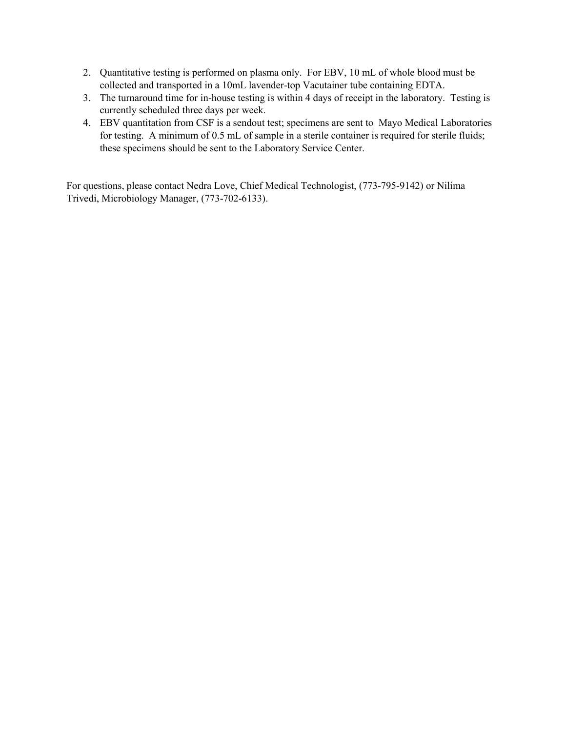2. Quantitative testing is performed on plasma only. For EBV, 10 mL of whole blood must be collected and transported in a 10mL lavender-top Vacutainer tube containing EDTA.
3. The turnaround time for in-house testing is within 4 days of receipt in the laboratory. Testing is currently scheduled three days per week.
4. EBV quantitation from CSF is a sendout test; specimens are sent to Mayo Medical Laboratories for testing. A minimum of 0.5 mL of sample in a sterile container is required for sterile fluids; these specimens should be sent to the Laboratory Service Center.

For questions, please contact Nedra Love, Chief Medical Technologist, (773-795-9142) or Nilima Trivedi, Microbiology Manager, (773-702-6133).